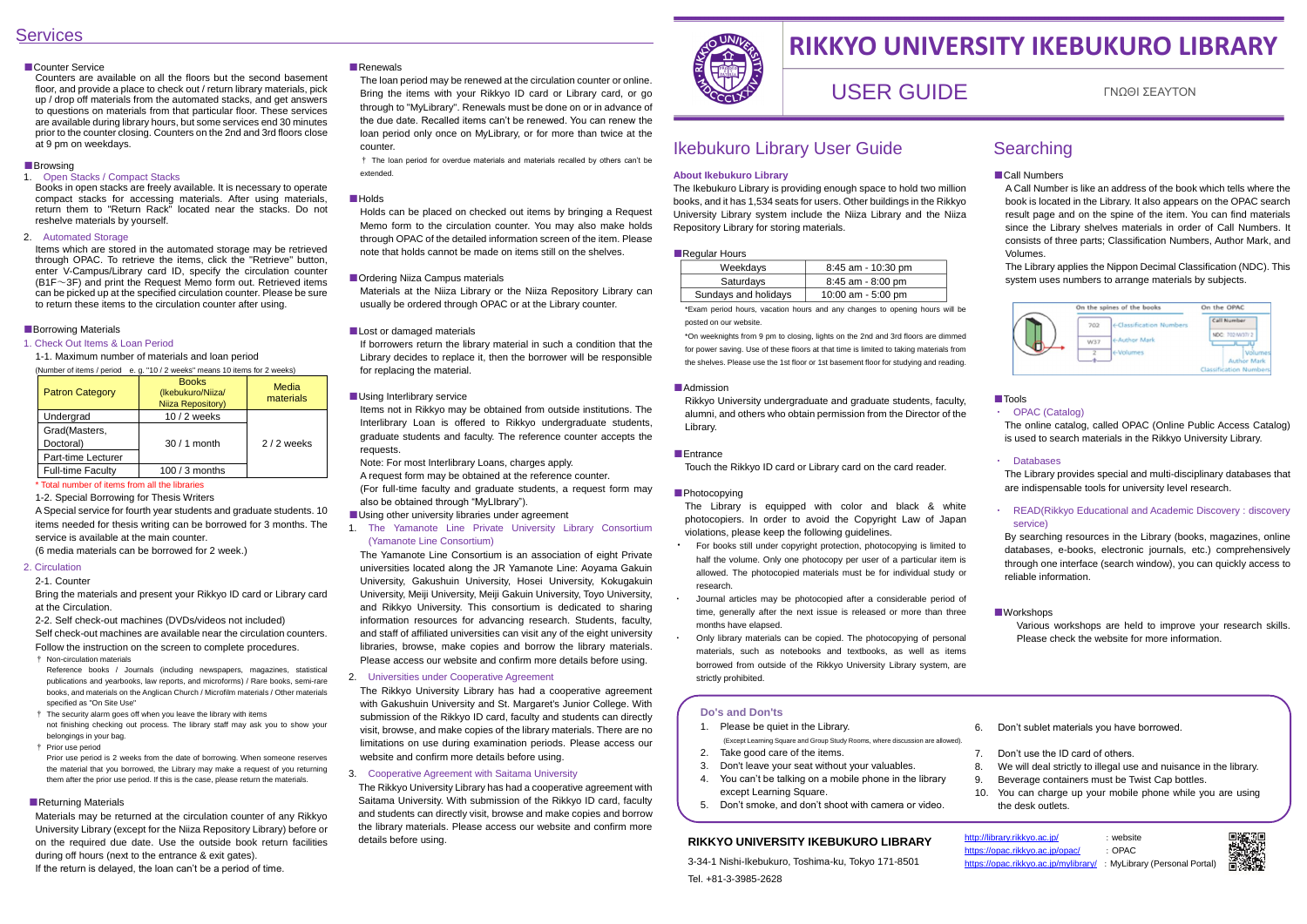# RIKKYO UNIVERSITY IKEBUKURO LIBRARY

## USER GUIDE

ΓΝΩΘΙ ΣΕΑΥΤΟΝ

## Ikebukuro Library User Guide

### About Ikebukuro Library

The Ikebukuro Library is providing enough space to hold two million books, and it has 1,534 seats for users. Other buildings in the Rikkyo University Library system include the Niiza Library and the Niiza Repository Library for storing materials.

■Regular Hours

| Weekdays | 8:45 am - 10:30 pm |
|---|---|
| Saturdays | 8:45 am - 8:00 pm |
| Sundays and holidays | 10:00 am - 5:00 pm |

*Exam period hours, vacation hours and any changes to opening hours will be posted on our website.

*On weeknights from 9 pm to closing, lights on the 2nd and 3rd floors are dimmed for power saving. Use of these floors at that time is limited to taking materials from the shelves. Please use the 1st floor or 1st basement floor for studying and reading.

■Admission

Rikkyo University undergraduate and graduate students, faculty, alumni, and others who obtain permission from the Director of the Library.

■Entrance

Touch the Rikkyo ID card or Library card on the card reader.

■Photocopying

The Library is equipped with color and black & white photocopiers. In order to avoid the Copyright Law of Japan violations, please keep the following guidelines.

- For books still under copyright protection, photocopying is limited to half the volume. Only one photocopy per user of a particular item is allowed. The photocopied materials must be for individual study or research.
- Journal articles may be photocopied after a considerable period of time, generally after the next issue is released or more than three months have elapsed.
- Only library materials can be copied. The photocopying of personal materials, such as notebooks and textbooks, as well as items borrowed from outside of the Rikkyo University Library system, are strictly prohibited.

## Searching

■Call Numbers

A Call Number is like an address of the book which tells where the book is located in the Library. It also appears on the OPAC search result page and on the spine of the item. You can find materials since the Library shelves materials in order of Call Numbers. It consists of three parts; Classification Numbers, Author Mark, and Volumes.

The Library applies the Nippon Decimal Classification (NDC). This system uses numbers to arrange materials by subjects.

■Tools

- OPAC (Catalog)

The online catalog, called OPAC (Online Public Access Catalog) is used to search materials in the Rikkyo University Library.

- Databases

The Library provides special and multi-disciplinary databases that are indispensable tools for university level research.

- READ(Rikkyo Educational and Academic Discovery : discovery service)

By searching resources in the Library (books, magazines, online databases, e-books, electronic journals, etc.) comprehensively through one interface (search window), you can quickly access to reliable information.

■Workshops

Various workshops are held to improve your research skills. Please check the website for more information.

### Do's and Don'ts

1. Please be quiet in the Library. (Except Learning Square and Group Study Rooms, where discussion are allowed).
2. Take good care of the items.
3. Don't leave your seat without your valuables.
4. You can't be talking on a mobile phone in the library except Learning Square.
5. Don't smoke, and don't shoot with camera or video.
6. Don't sublet materials you have borrowed.
7. Don't use the ID card of others.
8. We will deal strictly to illegal use and nuisance in the library.
9. Beverage containers must be Twist Cap bottles.
10. You can charge up your mobile phone while you are using the desk outlets.

**RIKKYO UNIVERSITY IKEBUKURO LIBRARY**

3-34-1 Nishi-Ikebukuro, Toshima-ku, Tokyo 171-8501

Tel. +81-3-3985-2628

http://library.rikkyo.ac.jp/ : website

https://opac.rikkyo.ac.jp/opac/ : OPAC

https://opac.rikkyo.ac.jp/mylibrary/ : MyLibrary (Personal Portal)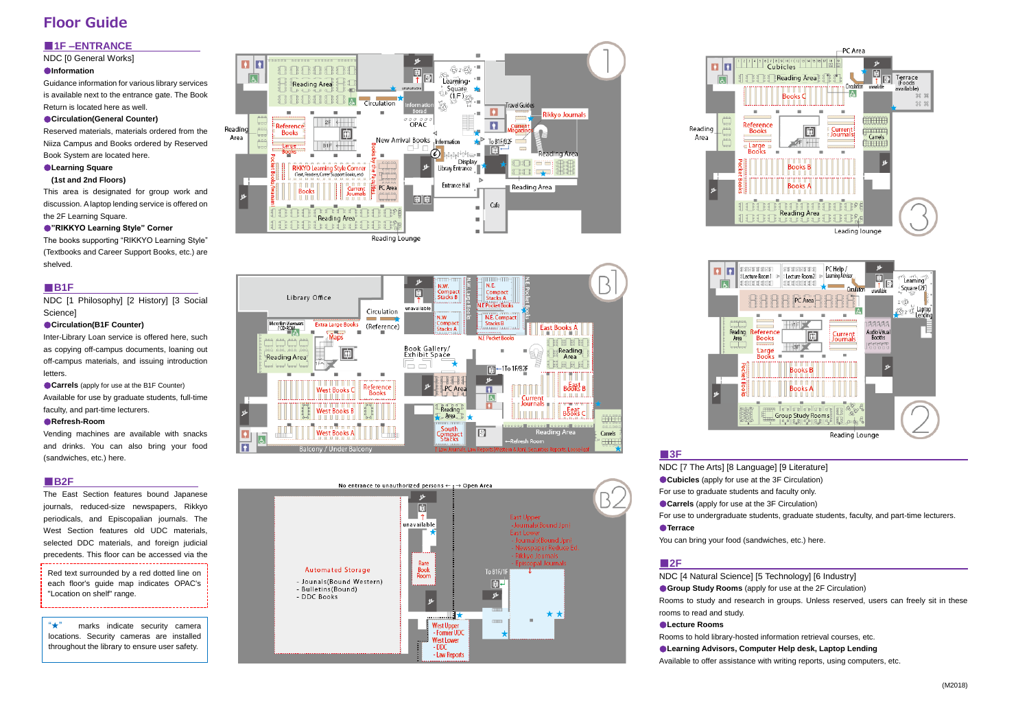# Floor Guide

## 1F –ENTRANCE

NDC [0 General Works]

**Information**

Guidance information for various library services is available next to the entrance gate. The Book Return is located here as well.

**Circulation(General Counter)**

Reserved materials, materials ordered from the Niiza Campus and Books ordered by Reserved Book System are located here.

**Learning Square**
**(1st and 2nd Floors)**

This area is designated for group work and discussion. A laptop lending service is offered on the 2F Learning Square.

**"RIKKYO Learning Style" Corner**

The books supporting "RIKKYO Learning Style" (Textbooks and Career Support Books, etc.) are shelved.

## B1F

NDC [1 Philosophy] [2 History] [3 Social Science]

**Circulation(B1F Counter)**

Inter-Library Loan service is offered here, such as copying off-campus documents, loaning out off-campus materials, and issuing introduction letters.

**Carrels** (apply for use at the B1F Counter)

Available for use by graduate students, full-time faculty, and part-time lecturers.

**Refresh-Room**

Vending machines are available with snacks and drinks. You can also bring your food (sandwiches, etc.) here.

## B2F

The East Section features bound Japanese journals, reduced-size newspapers, Rikkyo periodicals, and Episcopalian journals. The West Section features old UDC materials, selected DDC materials, and foreign judicial precedents. This floor can be accessed via the

Red text surrounded by a red dotted line on each floor's guide map indicates OPAC's "Location on shelf" range.

"★" marks indicate security camera locations. Security cameras are installed throughout the library to ensure user safety.

## 3F

NDC [7 The Arts] [8 Language] [9 Literature]

**Cubicles** (apply for use at the 3F Circulation)

For use to graduate students and faculty only.

**Carrels** (apply for use at the 3F Circulation)

For use to undergraduate students, graduate students, faculty, and part-time lecturers.

**Terrace**

You can bring your food (sandwiches, etc.) here.

## 2F

NDC [4 Natural Science] [5 Technology] [6 Industry]

**Group Study Rooms** (apply for use at the 2F Circulation)

Rooms to study and research in groups. Unless reserved, users can freely sit in these rooms to read and study.

**Lecture Rooms**

Rooms to hold library-hosted information retrieval courses, etc.

**Learning Advisors, Computer Help desk, Laptop Lending**

Available to offer assistance with writing reports, using computers, etc.

(M2018)